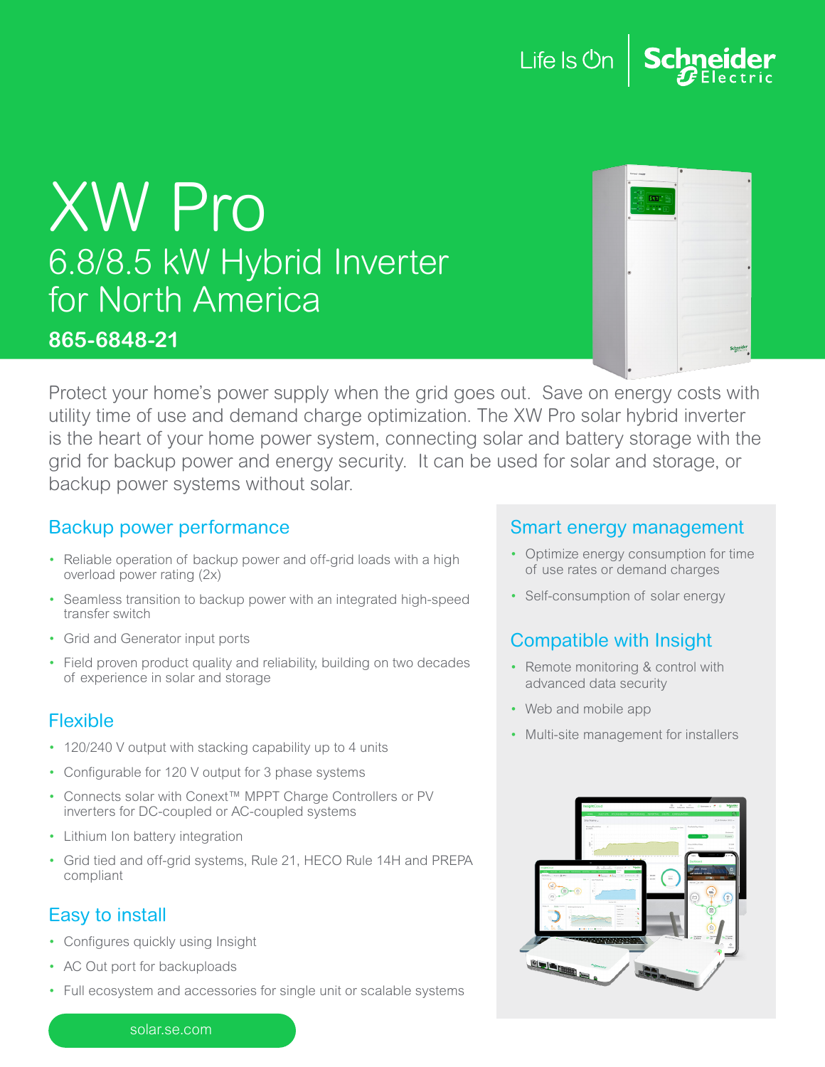Life Is On | Schneider Electric

# XW Pro

## 6.8/8.5 kW Hybrid Inverter for North America

**865-6848-21**

Protect your home's power supply when the grid goes out. Save on energy costs with utility time of use and demand charge optimization. The XW Pro solar hybrid inverter is the heart of your home power system, connecting solar and battery storage with the grid for backup power and energy security. It can be used for solar and storage, or backup power systems without solar.

### Backup power performance

- Reliable operation of backup power and off-grid loads with a high overload power rating (2x)
- Seamless transition to backup power with an integrated high-speed transfer switch
- Grid and Generator input ports
- Field proven product quality and reliability, building on two decades of experience in solar and storage

### Flexible

- 120/240 V output with stacking capability up to 4 units
- Configurable for 120 V output for 3 phase systems
- Connects solar with Conext™ MPPT Charge Controllers or PV inverters for DC-coupled or AC-coupled systems
- Lithium Ion battery integration
- Grid tied and off-grid systems, Rule 21, HECO Rule 14H and PREPA compliant

### Easy to install

- Configures quickly using Insight
- AC Out port for backuploads
- Full ecosystem and accessories for single unit or scalable systems

### Smart energy management

- Optimize energy consumption for time of use rates or demand charges
- Self-consumption of solar energy

### Compatible with Insight

- Remote monitoring & control with advanced data security
- Web and mobile app
- Multi-site management for installers

solar.se.com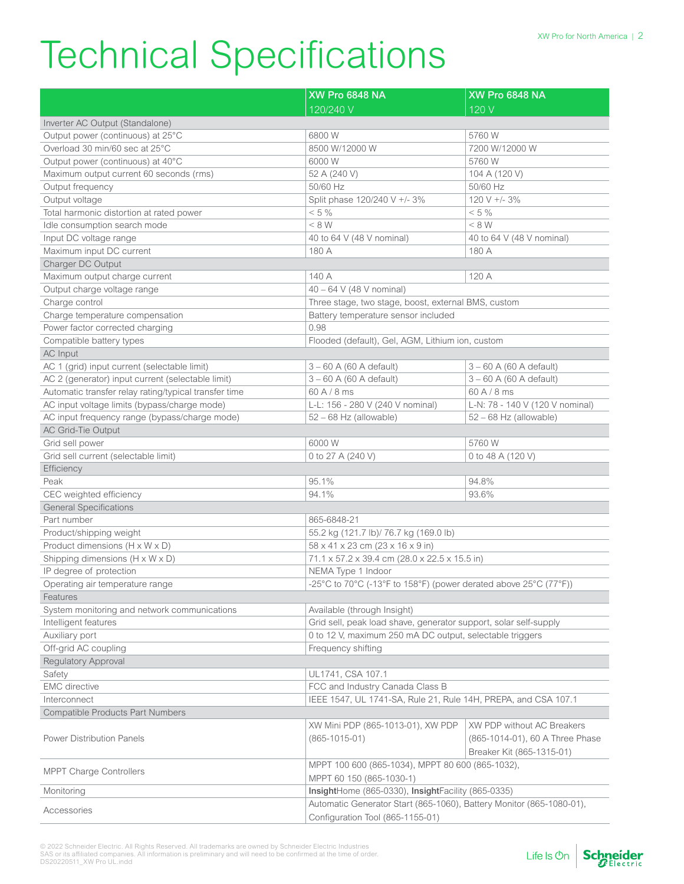# Technical Specifications

| | XW Pro 6848 NA 120/240 V | XW Pro 6848 NA 120 V |
|---|---|---|
| Inverter AC Output (Standalone) | | |
| Output power (continuous) at 25°C | 6800 W | 5760 W |
| Overload 30 min/60 sec at 25°C | 8500 W/12000 W | 7200 W/12000 W |
| Output power (continuous) at 40°C | 6000 W | 5760 W |
| Maximum output current 60 seconds (rms) | 52 A (240 V) | 104 A (120 V) |
| Output frequency | 50/60 Hz | 50/60 Hz |
| Output voltage | Split phase 120/240 V +/- 3% | 120 V +/- 3% |
| Total harmonic distortion at rated power | < 5 % | < 5 % |
| Idle consumption search mode | < 8 W | < 8 W |
| Input DC voltage range | 40 to 64 V (48 V nominal) | 40 to 64 V (48 V nominal) |
| Maximum input DC current | 180 A | 180 A |
| Charger DC Output | | |
| Maximum output charge current | 140 A | 120 A |
| Output charge voltage range | 40 – 64 V (48 V nominal) | |
| Charge control | Three stage, two stage, boost, external BMS, custom | |
| Charge temperature compensation | Battery temperature sensor included | |
| Power factor corrected charging | 0.98 | |
| Compatible battery types | Flooded (default), Gel, AGM, Lithium ion, custom | |
| AC Input | | |
| AC 1 (grid) input current (selectable limit) | 3 – 60 A (60 A default) | 3 – 60 A (60 A default) |
| AC 2 (generator) input current (selectable limit) | 3 – 60 A (60 A default) | 3 – 60 A (60 A default) |
| Automatic transfer relay rating/typical transfer time | 60 A / 8 ms | 60 A / 8 ms |
| AC input voltage limits (bypass/charge mode) | L-L: 156 - 280 V (240 V nominal) | L-N: 78 - 140 V (120 V nominal) |
| AC input frequency range (bypass/charge mode) | 52 – 68 Hz (allowable) | 52 – 68 Hz (allowable) |
| AC Grid-Tie Output | | |
| Grid sell power | 6000 W | 5760 W |
| Grid sell current (selectable limit) | 0 to 27 A (240 V) | 0 to 48 A (120 V) |
| Efficiency | | |
| Peak | 95.1% | 94.8% |
| CEC weighted efficiency | 94.1% | 93.6% |
| General Specifications | | |
| Part number | 865-6848-21 | |
| Product/shipping weight | 55.2 kg (121.7 lb)/ 76.7 kg (169.0 lb) | |
| Product dimensions (H x W x D) | 58 x 41 x 23 cm (23 x 16 x 9 in) | |
| Shipping dimensions (H x W x D) | 71.1 x 57.2 x 39.4 cm (28.0 x 22.5 x 15.5 in) | |
| IP degree of protection | NEMA Type 1 Indoor | |
| Operating air temperature range | -25°C to 70°C (-13°F to 158°F) (power derated above 25°C (77°F)) | |
| Features | | |
| System monitoring and network communications | Available (through Insight) | |
| Intelligent features | Grid sell, peak load shave, generator support, solar self-supply | |
| Auxiliary port | 0 to 12 V, maximum 250 mA DC output, selectable triggers | |
| Off-grid AC coupling | Frequency shifting | |
| Regulatory Approval | | |
| Safety | UL1741, CSA 107.1 | |
| EMC directive | FCC and Industry Canada Class B | |
| Interconnect | IEEE 1547, UL 1741-SA, Rule 21, Rule 14H, PREPA, and CSA 107.1 | |
| Compatible Products Part Numbers | | |
| Power Distribution Panels | XW Mini PDP (865-1013-01), XW PDP (865-1015-01) | XW PDP without AC Breakers (865-1014-01), 60 A Three Phase Breaker Kit (865-1315-01) |
| MPPT Charge Controllers | MPPT 100 600 (865-1034), MPPT 80 600 (865-1032), MPPT 60 150 (865-1030-1) | |
| Monitoring | **Insight**Home (865-0330), **Insight**Facility (865-0335) | |
| Accessories | Automatic Generator Start (865-1060), Battery Monitor (865-1080-01), Configuration Tool (865-1155-01) | |

© 2022 Schneider Electric. All Rights Reserved. All trademarks are owned by Schneider Electric Industries SAS or its affiliated companies. All information is preliminary and will need to be confirmed at the time of order.
DS20220511_XW Pro UL.indd